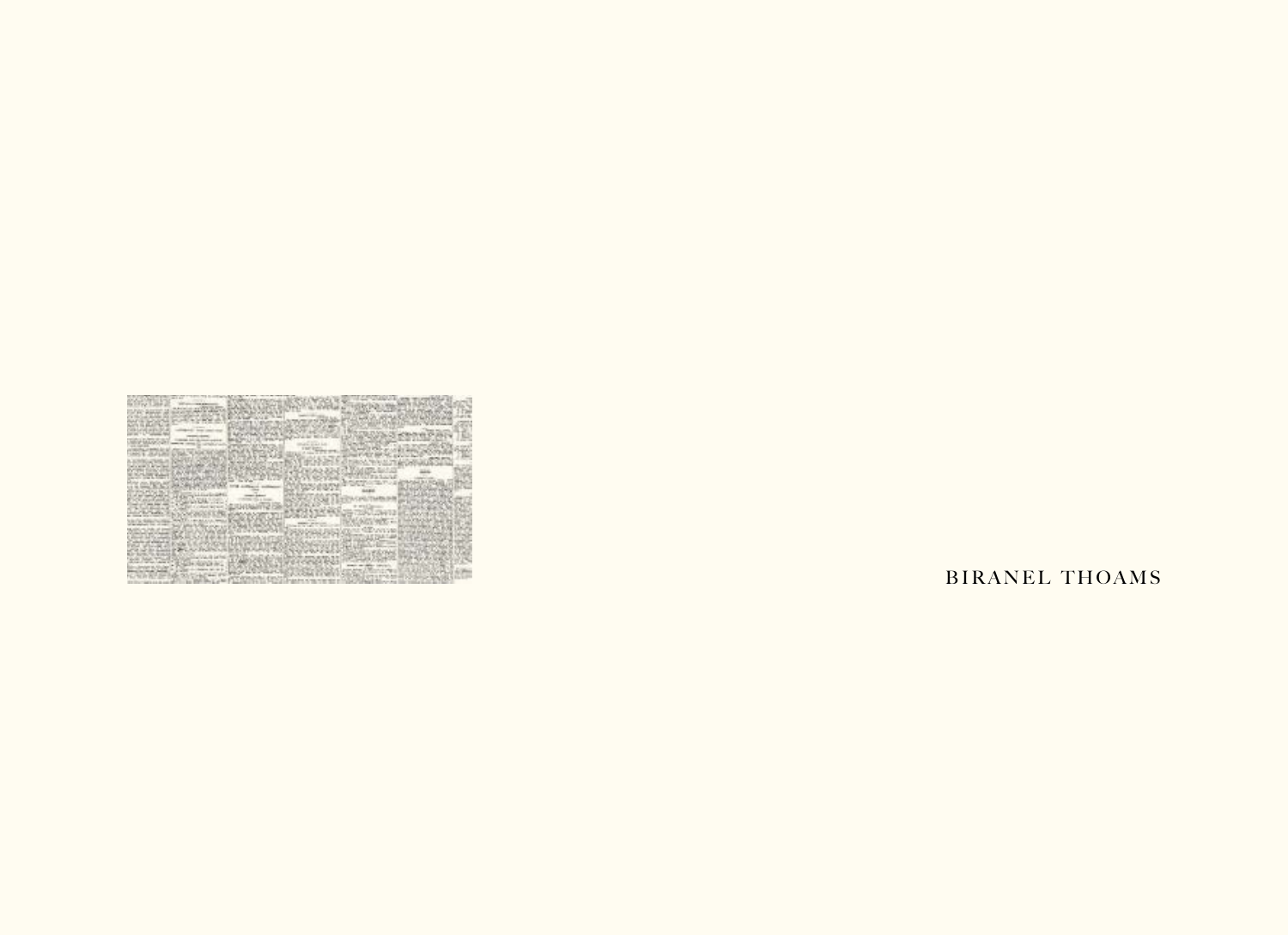BIRANEL THOAMS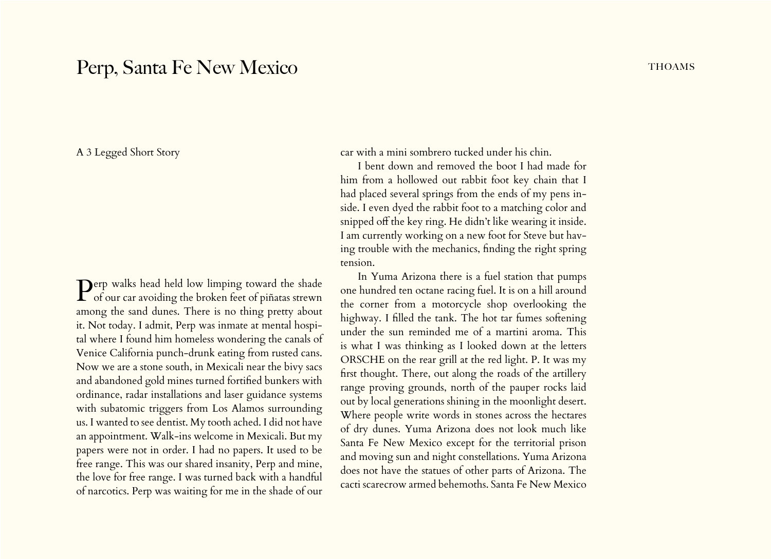// Page 2 of 21
# Perp, Santa Fe New Mexico

A 3 Legged Short Story

Perp walks head held low limping toward the shade of our car avoiding the broken feet of piñatas strewn among the sand dunes. There is no thing pretty about it. Not today. I admit, Perp was inmate at mental hospital where I found him homeless wondering the canals of Venice California punch-drunk eating from rusted cans. Now we are a stone south, in Mexicali near the bivy sacs and abandoned gold mines turned fortified bunkers with ordinance, radar installations and laser guidance systems with subatomic triggers from Los Alamos surrounding us. I wanted to see dentist. My tooth ached. I did not have an appointment. Walk-ins welcome in Mexicali. But my papers were not in order. I had no papers. It used to be free range. This was our shared insanity, Perp and mine, the love for free range. I was turned back with a handful of narcotics. Perp was waiting for me in the shade of our car with a mini sombrero tucked under his chin.

I bent down and removed the boot I had made for him from a hollowed out rabbit foot key chain that I had placed several springs from the ends of my pens inside. I even dyed the rabbit foot to a matching color and snipped off the key ring. He didn't like wearing it inside. I am currently working on a new foot for Steve but having trouble with the mechanics, finding the right spring tension.

In Yuma Arizona there is a fuel station that pumps one hundred ten octane racing fuel. It is on a hill around the corner from a motorcycle shop overlooking the highway. I filled the tank. The hot tar fumes softening under the sun reminded me of a martini aroma. This is what I was thinking as I looked down at the letters ORSCHE on the rear grill at the red light. P. It was my first thought. There, out along the roads of the artillery range proving grounds, north of the pauper rocks laid out by local generations shining in the moonlight desert. Where people write words in stones across the hectares of dry dunes. Yuma Arizona does not look much like Santa Fe New Mexico except for the territorial prison and moving sun and night constellations. Yuma Arizona does not have the statues of other parts of Arizona. The cacti scarecrow armed behemoths. Santa Fe New Mexico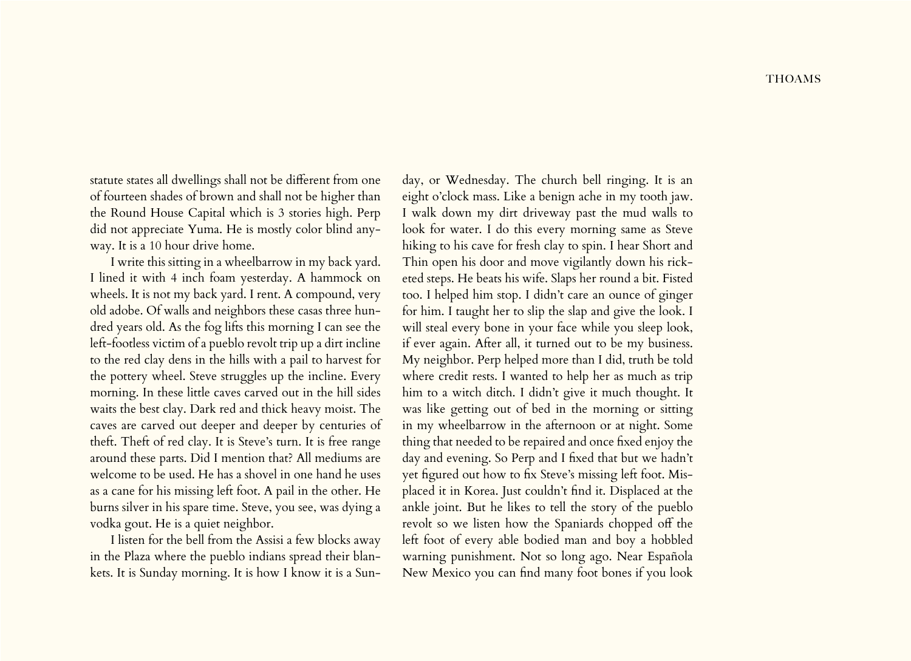statute states all dwellings shall not be different from one of fourteen shades of brown and shall not be higher than the Round House Capital which is 3 stories high. Perp did not appreciate Yuma. He is mostly color blind anyway. It is a 10 hour drive home.

I write this sitting in a wheelbarrow in my back yard. I lined it with 4 inch foam yesterday. A hammock on wheels. It is not my back yard. I rent. A compound, very old adobe. Of walls and neighbors these casas three hundred years old. As the fog lifts this morning I can see the left-footless victim of a pueblo revolt trip up a dirt incline to the red clay dens in the hills with a pail to harvest for the pottery wheel. Steve struggles up the incline. Every morning. In these little caves carved out in the hill sides waits the best clay. Dark red and thick heavy moist. The caves are carved out deeper and deeper by centuries of theft. Theft of red clay. It is Steve's turn. It is free range around these parts. Did I mention that? All mediums are welcome to be used. He has a shovel in one hand he uses as a cane for his missing left foot. A pail in the other. He burns silver in his spare time. Steve, you see, was dying a vodka gout. He is a quiet neighbor.

I listen for the bell from the Assisi a few blocks away in the Plaza where the pueblo indians spread their blankets. It is Sunday morning. It is how I know it is a Sunday, or Wednesday. The church bell ringing. It is an eight o'clock mass. Like a benign ache in my tooth jaw. I walk down my dirt driveway past the mud walls to look for water. I do this every morning same as Steve hiking to his cave for fresh clay to spin. I hear Short and Thin open his door and move vigilantly down his ricketed steps. He beats his wife. Slaps her round a bit. Fisted too. I helped him stop. I didn't care an ounce of ginger for him. I taught her to slip the slap and give the look. I will steal every bone in your face while you sleep look, if ever again. After all, it turned out to be my business. My neighbor. Perp helped more than I did, truth be told where credit rests. I wanted to help her as much as trip him to a witch ditch. I didn't give it much thought. It was like getting out of bed in the morning or sitting in my wheelbarrow in the afternoon or at night. Some thing that needed to be repaired and once fixed enjoy the day and evening. So Perp and I fixed that but we hadn't yet figured out how to fix Steve's missing left foot. Misplaced it in Korea. Just couldn't find it. Displaced at the ankle joint. But he likes to tell the story of the pueblo revolt so we listen how the Spaniards chopped off the left foot of every able bodied man and boy a hobbled warning punishment. Not so long ago. Near Española New Mexico you can find many foot bones if you look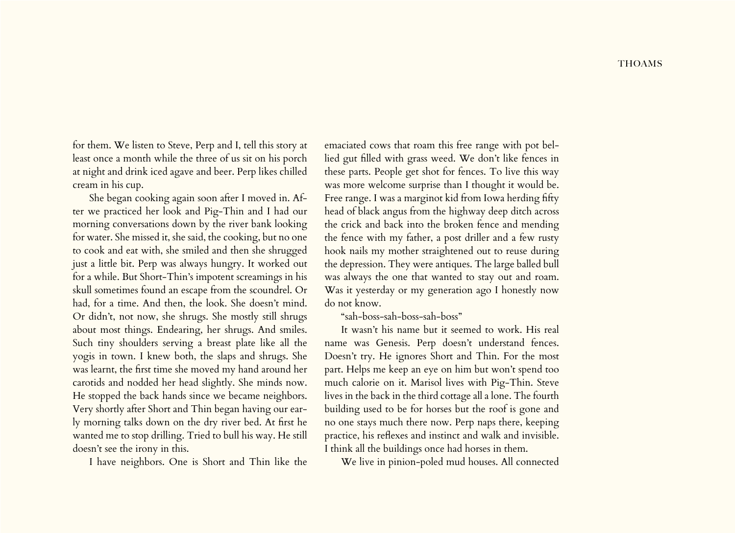for them. We listen to Steve, Perp and I, tell this story at least once a month while the three of us sit on his porch at night and drink iced agave and beer. Perp likes chilled cream in his cup.

She began cooking again soon after I moved in. After we practiced her look and Pig-Thin and I had our morning conversations down by the river bank looking for water. She missed it, she said, the cooking, but no one to cook and eat with, she smiled and then she shrugged just a little bit. Perp was always hungry. It worked out for a while. But Short-Thin's impotent screamings in his skull sometimes found an escape from the scoundrel. Or had, for a time. And then, the look. She doesn't mind. Or didn't, not now, she shrugs. She mostly still shrugs about most things. Endearing, her shrugs. And smiles. Such tiny shoulders serving a breast plate like all the yogis in town. I knew both, the slaps and shrugs. She was learnt, the first time she moved my hand around her carotids and nodded her head slightly. She minds now. He stopped the back hands since we became neighbors. Very shortly after Short and Thin began having our early morning talks down on the dry river bed. At first he wanted me to stop drilling. Tried to bull his way. He still doesn't see the irony in this.

I have neighbors. One is Short and Thin like the emaciated cows that roam this free range with pot bellied gut filled with grass weed. We don't like fences in these parts. People get shot for fences. To live this way was more welcome surprise than I thought it would be. Free range. I was a marginot kid from Iowa herding fifty head of black angus from the highway deep ditch across the crick and back into the broken fence and mending the fence with my father, a post driller and a few rusty hook nails my mother straightened out to reuse during the depression. They were antiques. The large balled bull was always the one that wanted to stay out and roam. Was it yesterday or my generation ago I honestly now do not know.

"sah-boss-sah-boss-sah-boss"

It wasn't his name but it seemed to work. His real name was Genesis. Perp doesn't understand fences. Doesn't try. He ignores Short and Thin. For the most part. Helps me keep an eye on him but won't spend too much calorie on it. Marisol lives with Pig-Thin. Steve lives in the back in the third cottage all a lone. The fourth building used to be for horses but the roof is gone and no one stays much there now. Perp naps there, keeping practice, his reflexes and instinct and walk and invisible. I think all the buildings once had horses in them.

We live in pinion-poled mud houses. All connected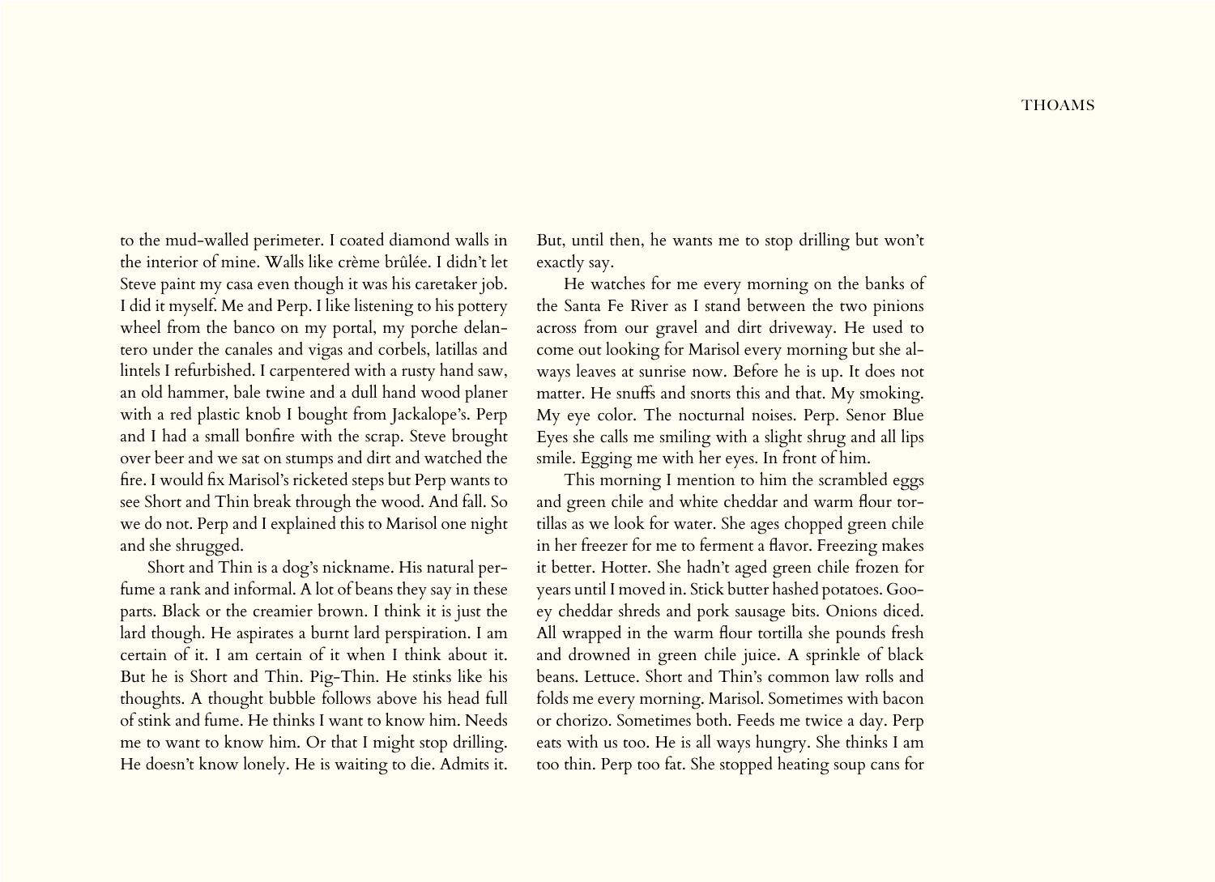to the mud-walled perimeter. I coated diamond walls in the interior of mine. Walls like crème brûlée. I didn't let Steve paint my casa even though it was his caretaker job. I did it myself. Me and Perp. I like listening to his pottery wheel from the banco on my portal, my porche delantero under the canales and vigas and corbels, latillas and lintels I refurbished. I carpentered with a rusty hand saw, an old hammer, bale twine and a dull hand wood planer with a red plastic knob I bought from Jackalope's. Perp and I had a small bonfire with the scrap. Steve brought over beer and we sat on stumps and dirt and watched the fire. I would fix Marisol's ricketed steps but Perp wants to see Short and Thin break through the wood. And fall. So we do not. Perp and I explained this to Marisol one night and she shrugged.

Short and Thin is a dog's nickname. His natural perfume a rank and informal. A lot of beans they say in these parts. Black or the creamier brown. I think it is just the lard though. He aspirates a burnt lard perspiration. I am certain of it. I am certain of it when I think about it. But he is Short and Thin. Pig-Thin. He stinks like his thoughts. A thought bubble follows above his head full of stink and fume. He thinks I want to know him. Needs me to want to know him. Or that I might stop drilling. He doesn't know lonely. He is waiting to die. Admits it. But, until then, he wants me to stop drilling but won't exactly say.

He watches for me every morning on the banks of the Santa Fe River as I stand between the two pinions across from our gravel and dirt driveway. He used to come out looking for Marisol every morning but she always leaves at sunrise now. Before he is up. It does not matter. He snuffs and snorts this and that. My smoking. My eye color. The nocturnal noises. Perp. Senor Blue Eyes she calls me smiling with a slight shrug and all lips smile. Egging me with her eyes. In front of him.

This morning I mention to him the scrambled eggs and green chile and white cheddar and warm flour tortillas as we look for water. She ages chopped green chile in her freezer for me to ferment a flavor. Freezing makes it better. Hotter. She hadn't aged green chile frozen for years until I moved in. Stick butter hashed potatoes. Gooey cheddar shreds and pork sausage bits. Onions diced. All wrapped in the warm flour tortilla she pounds fresh and drowned in green chile juice. A sprinkle of black beans. Lettuce. Short and Thin's common law rolls and folds me every morning. Marisol. Sometimes with bacon or chorizo. Sometimes both. Feeds me twice a day. Perp eats with us too. He is all ways hungry. She thinks I am too thin. Perp too fat. She stopped heating soup cans for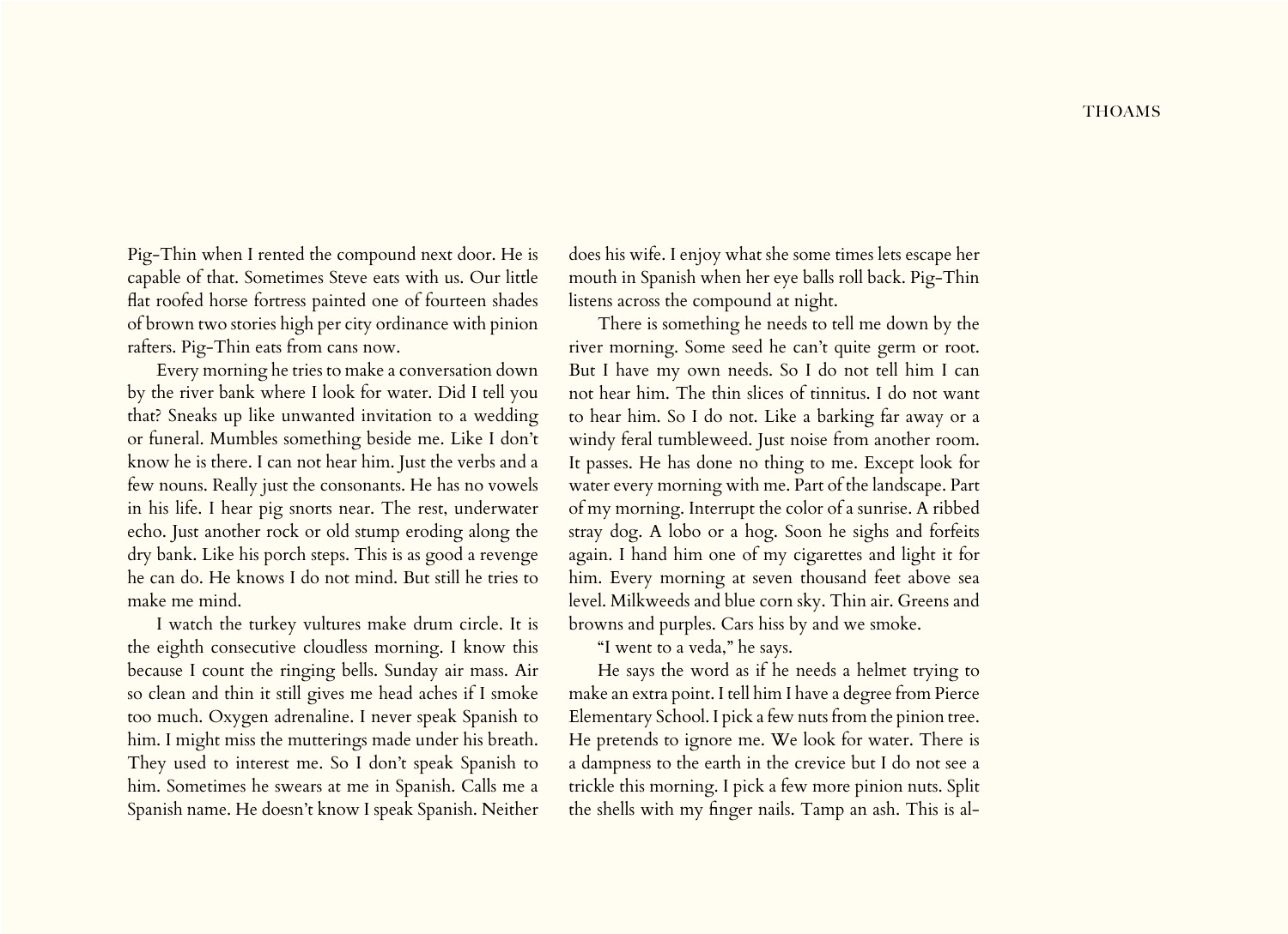Pig-Thin when I rented the compound next door. He is capable of that. Sometimes Steve eats with us. Our little flat roofed horse fortress painted one of fourteen shades of brown two stories high per city ordinance with pinion rafters. Pig-Thin eats from cans now.

Every morning he tries to make a conversation down by the river bank where I look for water. Did I tell you that? Sneaks up like unwanted invitation to a wedding or funeral. Mumbles something beside me. Like I don't know he is there. I can not hear him. Just the verbs and a few nouns. Really just the consonants. He has no vowels in his life. I hear pig snorts near. The rest, underwater echo. Just another rock or old stump eroding along the dry bank. Like his porch steps. This is as good a revenge he can do. He knows I do not mind. But still he tries to make me mind.

I watch the turkey vultures make drum circle. It is the eighth consecutive cloudless morning. I know this because I count the ringing bells. Sunday air mass. Air so clean and thin it still gives me head aches if I smoke too much. Oxygen adrenaline. I never speak Spanish to him. I might miss the mutterings made under his breath. They used to interest me. So I don't speak Spanish to him. Sometimes he swears at me in Spanish. Calls me a Spanish name. He doesn't know I speak Spanish. Neither does his wife. I enjoy what she some times lets escape her mouth in Spanish when her eye balls roll back. Pig-Thin listens across the compound at night.

There is something he needs to tell me down by the river morning. Some seed he can't quite germ or root. But I have my own needs. So I do not tell him I can not hear him. The thin slices of tinnitus. I do not want to hear him. So I do not. Like a barking far away or a windy feral tumbleweed. Just noise from another room. It passes. He has done no thing to me. Except look for water every morning with me. Part of the landscape. Part of my morning. Interrupt the color of a sunrise. A ribbed stray dog. A lobo or a hog. Soon he sighs and forfeits again. I hand him one of my cigarettes and light it for him. Every morning at seven thousand feet above sea level. Milkweeds and blue corn sky. Thin air. Greens and browns and purples. Cars hiss by and we smoke.

"I went to a veda," he says.

He says the word as if he needs a helmet trying to make an extra point. I tell him I have a degree from Pierce Elementary School. I pick a few nuts from the pinion tree. He pretends to ignore me. We look for water. There is a dampness to the earth in the crevice but I do not see a trickle this morning. I pick a few more pinion nuts. Split the shells with my finger nails. Tamp an ash. This is al-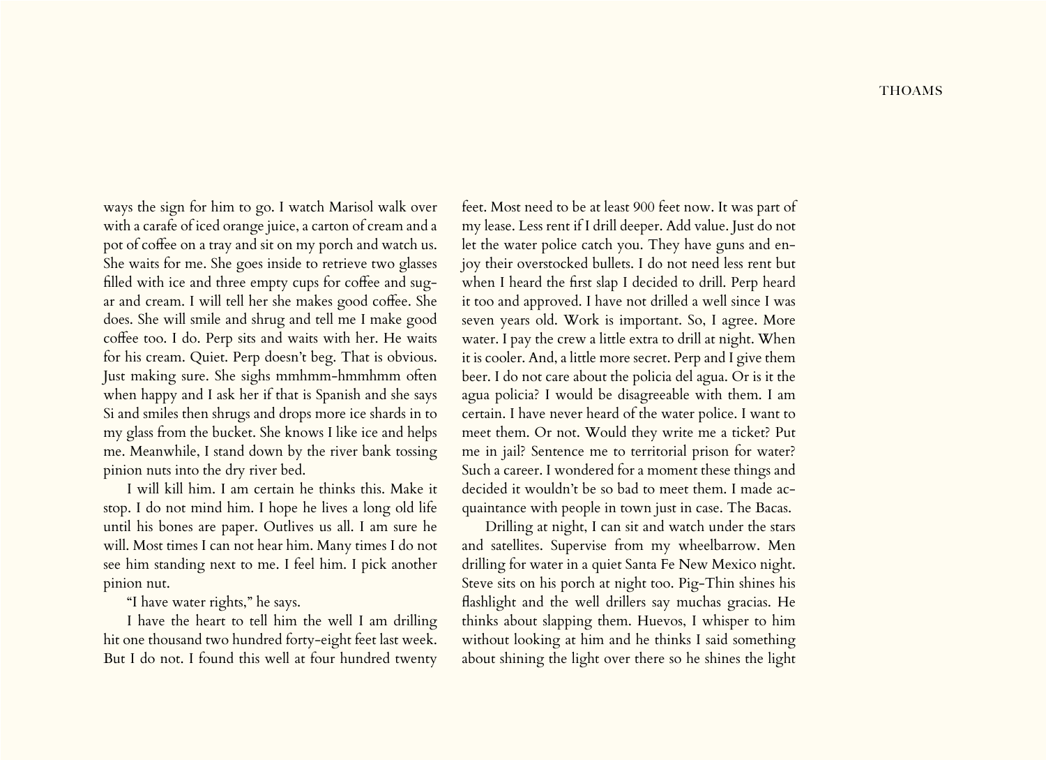ways the sign for him to go. I watch Marisol walk over with a carafe of iced orange juice, a carton of cream and a pot of coffee on a tray and sit on my porch and watch us. She waits for me. She goes inside to retrieve two glasses filled with ice and three empty cups for coffee and sugar and cream. I will tell her she makes good coffee. She does. She will smile and shrug and tell me I make good coffee too. I do. Perp sits and waits with her. He waits for his cream. Quiet. Perp doesn't beg. That is obvious. Just making sure. She sighs mmhmm-hmmhmm often when happy and I ask her if that is Spanish and she says Si and smiles then shrugs and drops more ice shards in to my glass from the bucket. She knows I like ice and helps me. Meanwhile, I stand down by the river bank tossing pinion nuts into the dry river bed.

I will kill him. I am certain he thinks this. Make it stop. I do not mind him. I hope he lives a long old life until his bones are paper. Outlives us all. I am sure he will. Most times I can not hear him. Many times I do not see him standing next to me. I feel him. I pick another pinion nut.

"I have water rights," he says.

I have the heart to tell him the well I am drilling hit one thousand two hundred forty-eight feet last week. But I do not. I found this well at four hundred twenty feet. Most need to be at least 900 feet now. It was part of my lease. Less rent if I drill deeper. Add value. Just do not let the water police catch you. They have guns and enjoy their overstocked bullets. I do not need less rent but when I heard the first slap I decided to drill. Perp heard it too and approved. I have not drilled a well since I was seven years old. Work is important. So, I agree. More water. I pay the crew a little extra to drill at night. When it is cooler. And, a little more secret. Perp and I give them beer. I do not care about the policia del agua. Or is it the agua policia? I would be disagreeable with them. I am certain. I have never heard of the water police. I want to meet them. Or not. Would they write me a ticket? Put me in jail? Sentence me to territorial prison for water? Such a career. I wondered for a moment these things and decided it wouldn't be so bad to meet them. I made acquaintance with people in town just in case. The Bacas.

Drilling at night, I can sit and watch under the stars and satellites. Supervise from my wheelbarrow. Men drilling for water in a quiet Santa Fe New Mexico night. Steve sits on his porch at night too. Pig-Thin shines his flashlight and the well drillers say muchas gracias. He thinks about slapping them. Huevos, I whisper to him without looking at him and he thinks I said something about shining the light over there so he shines the light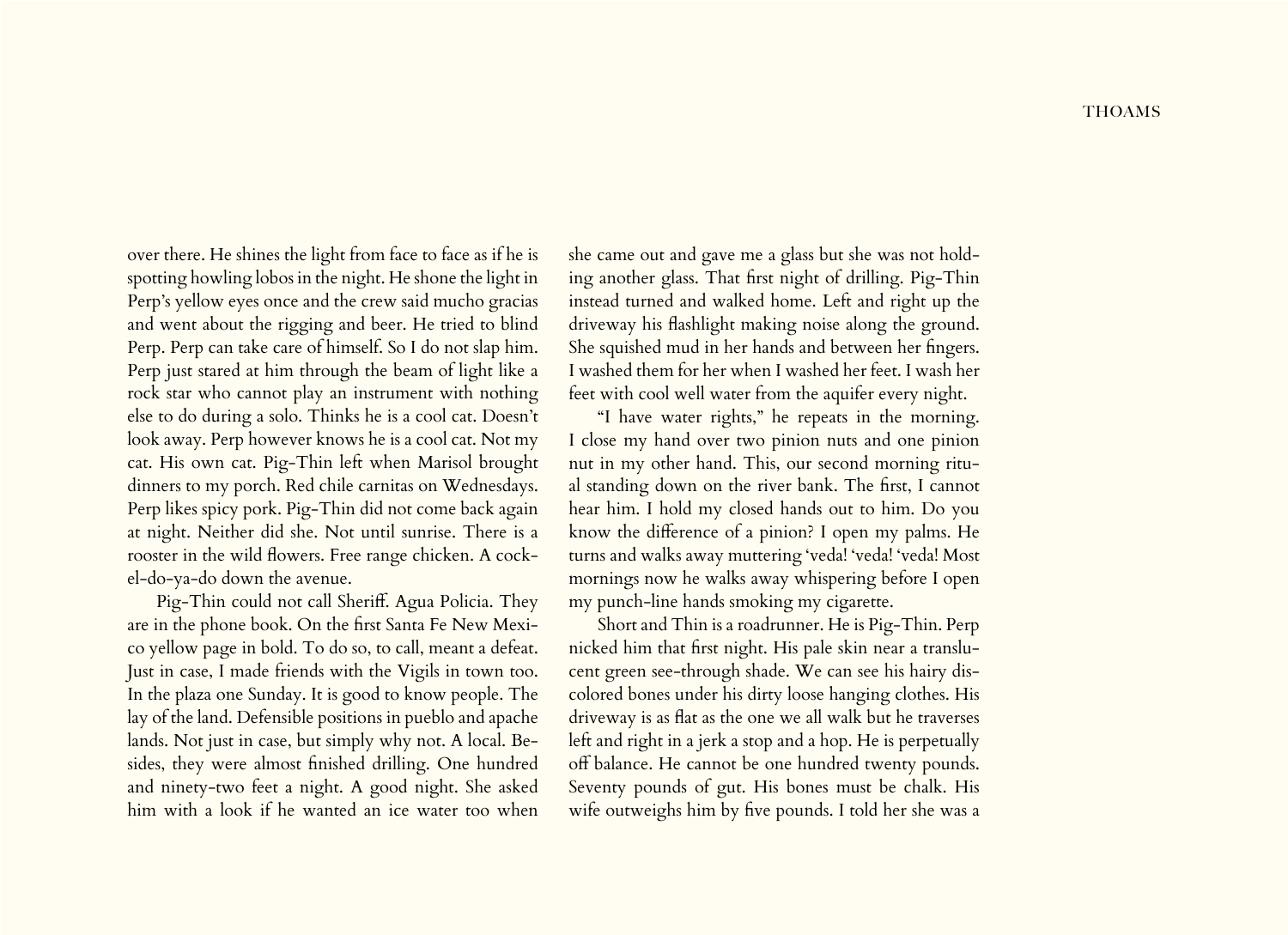over there. He shines the light from face to face as if he is spotting howling lobos in the night. He shone the light in Perp's yellow eyes once and the crew said mucho gracias and went about the rigging and beer. He tried to blind Perp. Perp can take care of himself. So I do not slap him. Perp just stared at him through the beam of light like a rock star who cannot play an instrument with nothing else to do during a solo. Thinks he is a cool cat. Doesn't look away. Perp however knows he is a cool cat. Not my cat. His own cat. Pig-Thin left when Marisol brought dinners to my porch. Red chile carnitas on Wednesdays. Perp likes spicy pork. Pig-Thin did not come back again at night. Neither did she. Not until sunrise. There is a rooster in the wild flowers. Free range chicken. A cockel-do-ya-do down the avenue.

Pig-Thin could not call Sheriff. Agua Policia. They are in the phone book. On the first Santa Fe New Mexico yellow page in bold. To do so, to call, meant a defeat. Just in case, I made friends with the Vigils in town too. In the plaza one Sunday. It is good to know people. The lay of the land. Defensible positions in pueblo and apache lands. Not just in case, but simply why not. A local. Besides, they were almost finished drilling. One hundred and ninety-two feet a night. A good night. She asked him with a look if he wanted an ice water too when she came out and gave me a glass but she was not holding another glass. That first night of drilling. Pig-Thin instead turned and walked home. Left and right up the driveway his flashlight making noise along the ground. She squished mud in her hands and between her fingers. I washed them for her when I washed her feet. I wash her feet with cool well water from the aquifer every night.

"I have water rights," he repeats in the morning. I close my hand over two pinion nuts and one pinion nut in my other hand. This, our second morning ritual standing down on the river bank. The first, I cannot hear him. I hold my closed hands out to him. Do you know the difference of a pinion? I open my palms. He turns and walks away muttering 'veda! 'veda! 'veda! Most mornings now he walks away whispering before I open my punch-line hands smoking my cigarette.

Short and Thin is a roadrunner. He is Pig-Thin. Perp nicked him that first night. His pale skin near a translucent green see-through shade. We can see his hairy discolored bones under his dirty loose hanging clothes. His driveway is as flat as the one we all walk but he traverses left and right in a jerk a stop and a hop. He is perpetually off balance. He cannot be one hundred twenty pounds. Seventy pounds of gut. His bones must be chalk. His wife outweighs him by five pounds. I told her she was a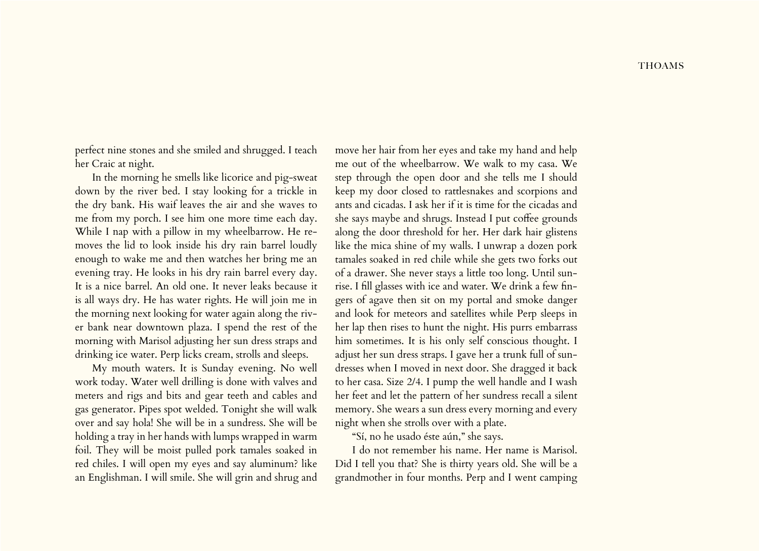perfect nine stones and she smiled and shrugged. I teach her Craic at night.

In the morning he smells like licorice and pig-sweat down by the river bed. I stay looking for a trickle in the dry bank. His waif leaves the air and she waves to me from my porch. I see him one more time each day. While I nap with a pillow in my wheelbarrow. He removes the lid to look inside his dry rain barrel loudly enough to wake me and then watches her bring me an evening tray. He looks in his dry rain barrel every day. It is a nice barrel. An old one. It never leaks because it is all ways dry. He has water rights. He will join me in the morning next looking for water again along the river bank near downtown plaza. I spend the rest of the morning with Marisol adjusting her sun dress straps and drinking ice water. Perp licks cream, strolls and sleeps.

My mouth waters. It is Sunday evening. No well work today. Water well drilling is done with valves and meters and rigs and bits and gear teeth and cables and gas generator. Pipes spot welded. Tonight she will walk over and say hola! She will be in a sundress. She will be holding a tray in her hands with lumps wrapped in warm foil. They will be moist pulled pork tamales soaked in red chiles. I will open my eyes and say aluminum? like an Englishman. I will smile. She will grin and shrug and move her hair from her eyes and take my hand and help me out of the wheelbarrow. We walk to my casa. We step through the open door and she tells me I should keep my door closed to rattlesnakes and scorpions and ants and cicadas. I ask her if it is time for the cicadas and she says maybe and shrugs. Instead I put coffee grounds along the door threshold for her. Her dark hair glistens like the mica shine of my walls. I unwrap a dozen pork tamales soaked in red chile while she gets two forks out of a drawer. She never stays a little too long. Until sunrise. I fill glasses with ice and water. We drink a few fingers of agave then sit on my portal and smoke danger and look for meteors and satellites while Perp sleeps in her lap then rises to hunt the night. His purrs embarrass him sometimes. It is his only self conscious thought. I adjust her sun dress straps. I gave her a trunk full of sundresses when I moved in next door. She dragged it back to her casa. Size 2/4. I pump the well handle and I wash her feet and let the pattern of her sundress recall a silent memory. She wears a sun dress every morning and every night when she strolls over with a plate.

"Sí, no he usado éste aún," she says.

I do not remember his name. Her name is Marisol. Did I tell you that? She is thirty years old. She will be a grandmother in four months. Perp and I went camping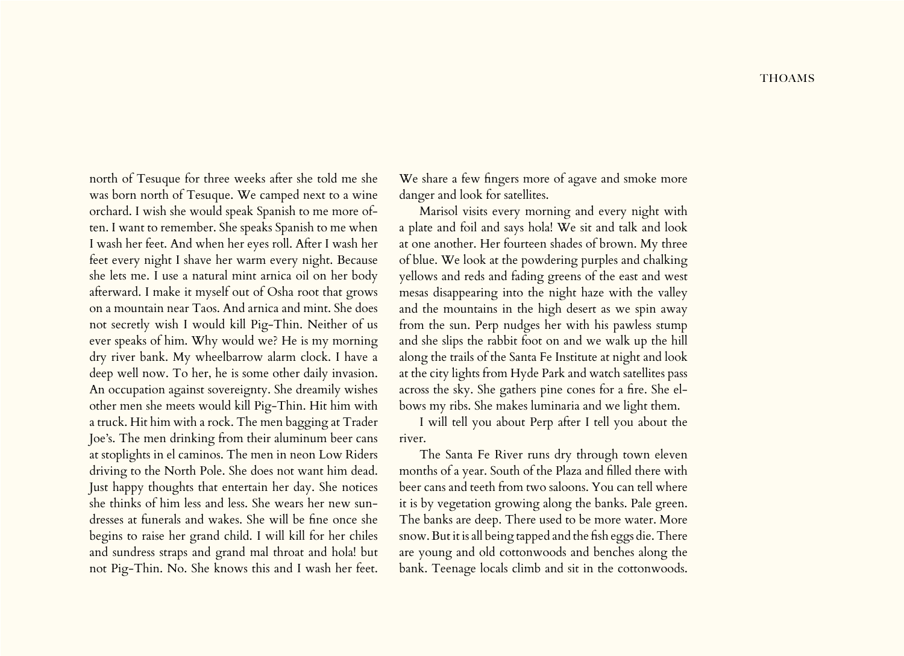north of Tesuque for three weeks after she told me she was born north of Tesuque. We camped next to a wine orchard. I wish she would speak Spanish to me more often. I want to remember. She speaks Spanish to me when I wash her feet. And when her eyes roll. After I wash her feet every night I shave her warm every night. Because she lets me. I use a natural mint arnica oil on her body afterward. I make it myself out of Osha root that grows on a mountain near Taos. And arnica and mint. She does not secretly wish I would kill Pig-Thin. Neither of us ever speaks of him. Why would we? He is my morning dry river bank. My wheelbarrow alarm clock. I have a deep well now. To her, he is some other daily invasion. An occupation against sovereignty. She dreamily wishes other men she meets would kill Pig-Thin. Hit him with a truck. Hit him with a rock. The men bagging at Trader Joe's. The men drinking from their aluminum beer cans at stoplights in el caminos. The men in neon Low Riders driving to the North Pole. She does not want him dead. Just happy thoughts that entertain her day. She notices she thinks of him less and less. She wears her new sundresses at funerals and wakes. She will be fine once she begins to raise her grand child. I will kill for her chiles and sundress straps and grand mal throat and hola! but not Pig-Thin. No. She knows this and I wash her feet. We share a few fingers more of agave and smoke more danger and look for satellites.

Marisol visits every morning and every night with a plate and foil and says hola! We sit and talk and look at one another. Her fourteen shades of brown. My three of blue. We look at the powdering purples and chalking yellows and reds and fading greens of the east and west mesas disappearing into the night haze with the valley and the mountains in the high desert as we spin away from the sun. Perp nudges her with his pawless stump and she slips the rabbit foot on and we walk up the hill along the trails of the Santa Fe Institute at night and look at the city lights from Hyde Park and watch satellites pass across the sky. She gathers pine cones for a fire. She elbows my ribs. She makes luminaria and we light them.

I will tell you about Perp after I tell you about the river.

The Santa Fe River runs dry through town eleven months of a year. South of the Plaza and filled there with beer cans and teeth from two saloons. You can tell where it is by vegetation growing along the banks. Pale green. The banks are deep. There used to be more water. More snow. But it is all being tapped and the fish eggs die. There are young and old cottonwoods and benches along the bank. Teenage locals climb and sit in the cottonwoods.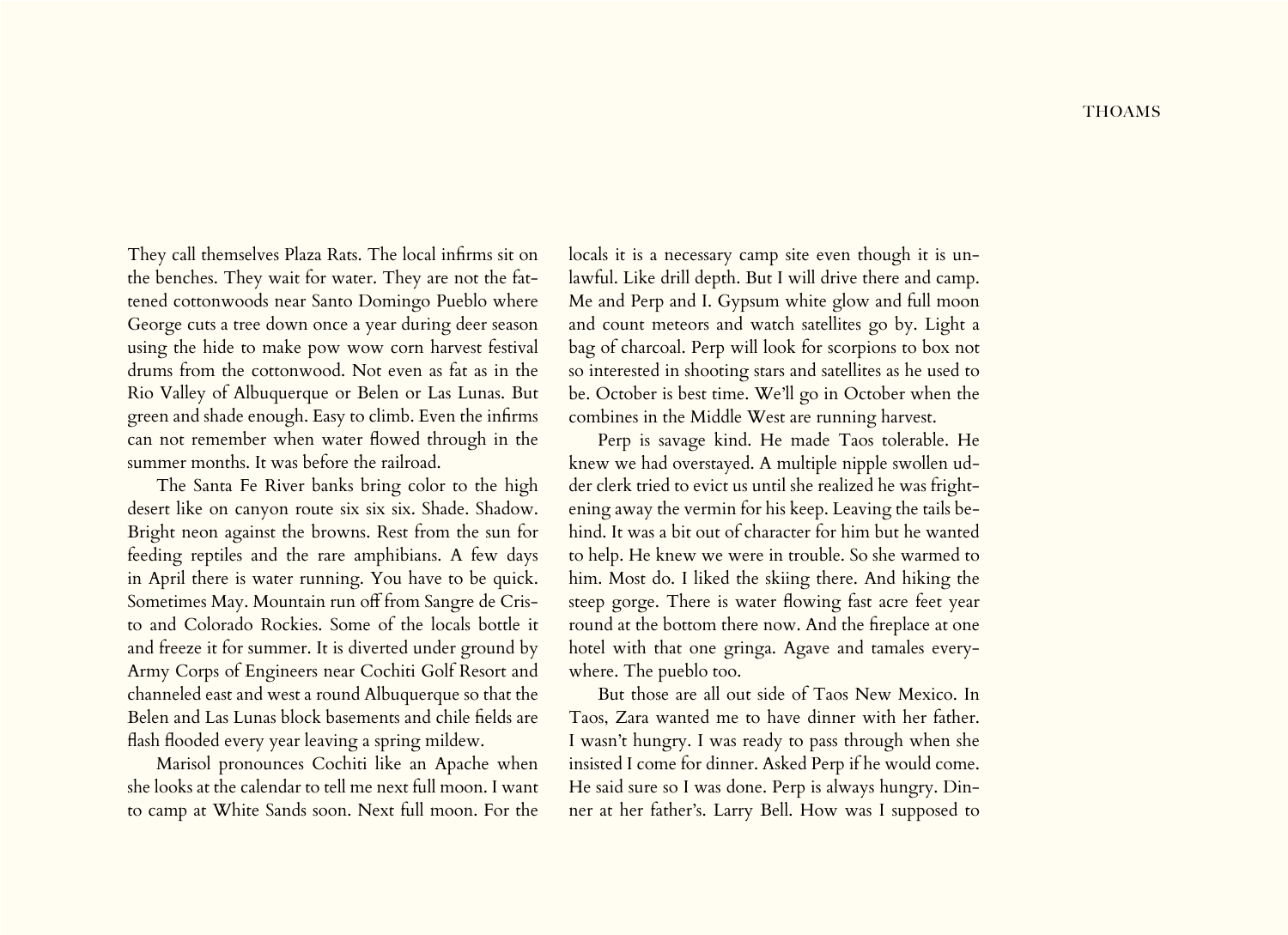They call themselves Plaza Rats. The local infirms sit on the benches. They wait for water. They are not the fattened cottonwoods near Santo Domingo Pueblo where George cuts a tree down once a year during deer season using the hide to make pow wow corn harvest festival drums from the cottonwood. Not even as fat as in the Rio Valley of Albuquerque or Belen or Las Lunas. But green and shade enough. Easy to climb. Even the infirms can not remember when water flowed through in the summer months. It was before the railroad.

The Santa Fe River banks bring color to the high desert like on canyon route six six six. Shade. Shadow. Bright neon against the browns. Rest from the sun for feeding reptiles and the rare amphibians. A few days in April there is water running. You have to be quick. Sometimes May. Mountain run off from Sangre de Cristo and Colorado Rockies. Some of the locals bottle it and freeze it for summer. It is diverted under ground by Army Corps of Engineers near Cochiti Golf Resort and channeled east and west a round Albuquerque so that the Belen and Las Lunas block basements and chile fields are flash flooded every year leaving a spring mildew.

Marisol pronounces Cochiti like an Apache when she looks at the calendar to tell me next full moon. I want to camp at White Sands soon. Next full moon. For the locals it is a necessary camp site even though it is unlawful. Like drill depth. But I will drive there and camp. Me and Perp and I. Gypsum white glow and full moon and count meteors and watch satellites go by. Light a bag of charcoal. Perp will look for scorpions to box not so interested in shooting stars and satellites as he used to be. October is best time. We'll go in October when the combines in the Middle West are running harvest.

Perp is savage kind. He made Taos tolerable. He knew we had overstayed. A multiple nipple swollen udder clerk tried to evict us until she realized he was frightening away the vermin for his keep. Leaving the tails behind. It was a bit out of character for him but he wanted to help. He knew we were in trouble. So she warmed to him. Most do. I liked the skiing there. And hiking the steep gorge. There is water flowing fast acre feet year round at the bottom there now. And the fireplace at one hotel with that one gringa. Agave and tamales everywhere. The pueblo too.

But those are all out side of Taos New Mexico. In Taos, Zara wanted me to have dinner with her father. I wasn't hungry. I was ready to pass through when she insisted I come for dinner. Asked Perp if he would come. He said sure so I was done. Perp is always hungry. Dinner at her father's. Larry Bell. How was I supposed to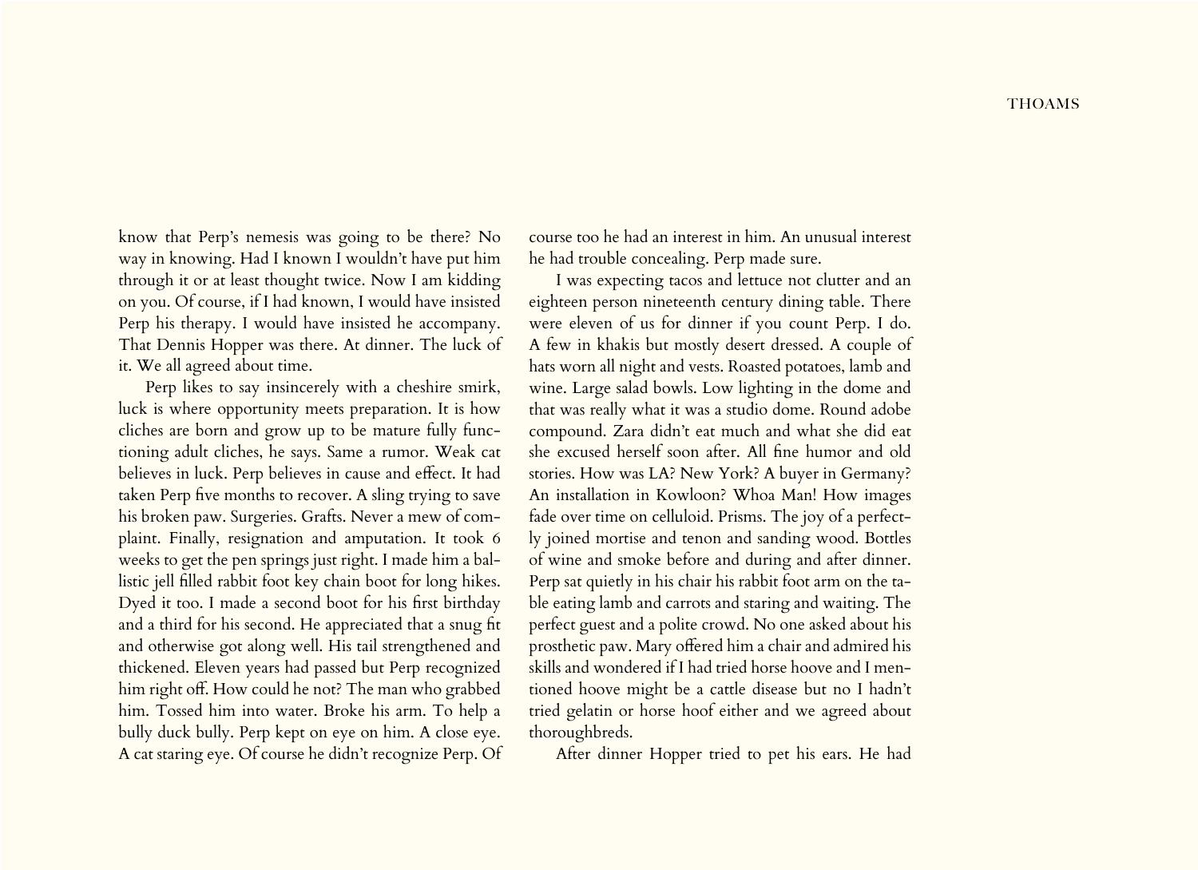know that Perp's nemesis was going to be there? No way in knowing. Had I known I wouldn't have put him through it or at least thought twice. Now I am kidding on you. Of course, if I had known, I would have insisted Perp his therapy. I would have insisted he accompany. That Dennis Hopper was there. At dinner. The luck of it. We all agreed about time.

Perp likes to say insincerely with a cheshire smirk, luck is where opportunity meets preparation. It is how cliches are born and grow up to be mature fully functioning adult cliches, he says. Same a rumor. Weak cat believes in luck. Perp believes in cause and effect. It had taken Perp five months to recover. A sling trying to save his broken paw. Surgeries. Grafts. Never a mew of complaint. Finally, resignation and amputation. It took 6 weeks to get the pen springs just right. I made him a ballistic jell filled rabbit foot key chain boot for long hikes. Dyed it too. I made a second boot for his first birthday and a third for his second. He appreciated that a snug fit and otherwise got along well. His tail strengthened and thickened. Eleven years had passed but Perp recognized him right off. How could he not? The man who grabbed him. Tossed him into water. Broke his arm. To help a bully duck bully. Perp kept on eye on him. A close eye. A cat staring eye. Of course he didn't recognize Perp. Of course too he had an interest in him. An unusual interest he had trouble concealing. Perp made sure.

I was expecting tacos and lettuce not clutter and an eighteen person nineteenth century dining table. There were eleven of us for dinner if you count Perp. I do. A few in khakis but mostly desert dressed. A couple of hats worn all night and vests. Roasted potatoes, lamb and wine. Large salad bowls. Low lighting in the dome and that was really what it was a studio dome. Round adobe compound. Zara didn't eat much and what she did eat she excused herself soon after. All fine humor and old stories. How was LA? New York? A buyer in Germany? An installation in Kowloon? Whoa Man! How images fade over time on celluloid. Prisms. The joy of a perfectly joined mortise and tenon and sanding wood. Bottles of wine and smoke before and during and after dinner. Perp sat quietly in his chair his rabbit foot arm on the table eating lamb and carrots and staring and waiting. The perfect guest and a polite crowd. No one asked about his prosthetic paw. Mary offered him a chair and admired his skills and wondered if I had tried horse hoove and I mentioned hoove might be a cattle disease but no I hadn't tried gelatin or horse hoof either and we agreed about thoroughbreds.

After dinner Hopper tried to pet his ears. He had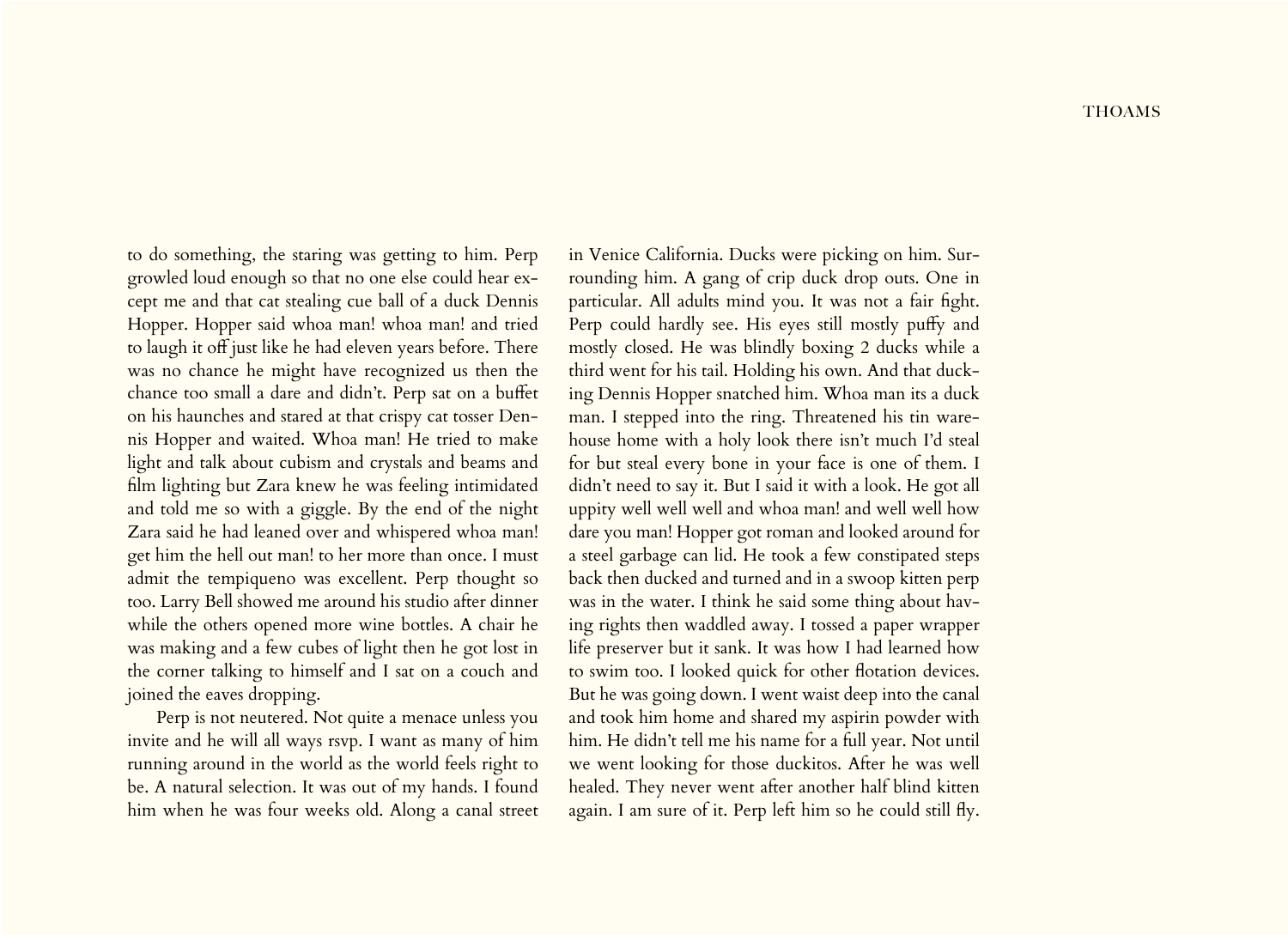to do something, the staring was getting to him. Perp growled loud enough so that no one else could hear except me and that cat stealing cue ball of a duck Dennis Hopper. Hopper said whoa man! whoa man! and tried to laugh it off just like he had eleven years before. There was no chance he might have recognized us then the chance too small a dare and didn't. Perp sat on a buffet on his haunches and stared at that crispy cat tosser Dennis Hopper and waited. Whoa man! He tried to make light and talk about cubism and crystals and beams and film lighting but Zara knew he was feeling intimidated and told me so with a giggle. By the end of the night Zara said he had leaned over and whispered whoa man! get him the hell out man! to her more than once. I must admit the tempiqueno was excellent. Perp thought so too. Larry Bell showed me around his studio after dinner while the others opened more wine bottles. A chair he was making and a few cubes of light then he got lost in the corner talking to himself and I sat on a couch and joined the eaves dropping.

Perp is not neutered. Not quite a menace unless you invite and he will all ways rsvp. I want as many of him running around in the world as the world feels right to be. A natural selection. It was out of my hands. I found him when he was four weeks old. Along a canal street in Venice California. Ducks were picking on him. Surrounding him. A gang of crip duck drop outs. One in particular. All adults mind you. It was not a fair fight. Perp could hardly see. His eyes still mostly puffy and mostly closed. He was blindly boxing 2 ducks while a third went for his tail. Holding his own. And that ducking Dennis Hopper snatched him. Whoa man its a duck man. I stepped into the ring. Threatened his tin warehouse home with a holy look there isn't much I'd steal for but steal every bone in your face is one of them. I didn't need to say it. But I said it with a look. He got all uppity well well well and whoa man! and well well how dare you man! Hopper got roman and looked around for a steel garbage can lid. He took a few constipated steps back then ducked and turned and in a swoop kitten perp was in the water. I think he said some thing about having rights then waddled away. I tossed a paper wrapper life preserver but it sank. It was how I had learned how to swim too. I looked quick for other flotation devices. But he was going down. I went waist deep into the canal and took him home and shared my aspirin powder with him. He didn't tell me his name for a full year. Not until we went looking for those duckitos. After he was well healed. They never went after another half blind kitten again. I am sure of it. Perp left him so he could still fly.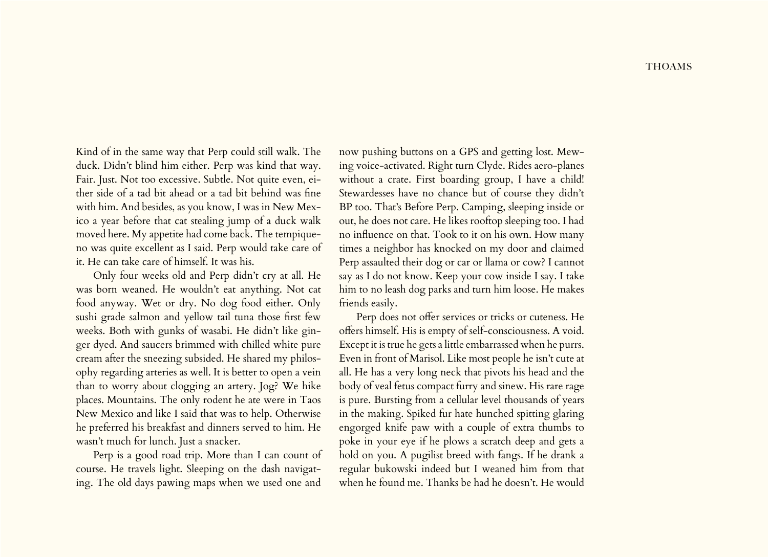Kind of in the same way that Perp could still walk. The duck. Didn't blind him either. Perp was kind that way. Fair. Just. Not too excessive. Subtle. Not quite even, either side of a tad bit ahead or a tad bit behind was fine with him. And besides, as you know, I was in New Mexico a year before that cat stealing jump of a duck walk moved here. My appetite had come back. The tempiqueno was quite excellent as I said. Perp would take care of it. He can take care of himself. It was his.

Only four weeks old and Perp didn't cry at all. He was born weaned. He wouldn't eat anything. Not cat food anyway. Wet or dry. No dog food either. Only sushi grade salmon and yellow tail tuna those first few weeks. Both with gunks of wasabi. He didn't like ginger dyed. And saucers brimmed with chilled white pure cream after the sneezing subsided. He shared my philosophy regarding arteries as well. It is better to open a vein than to worry about clogging an artery. Jog? We hike places. Mountains. The only rodent he ate were in Taos New Mexico and like I said that was to help. Otherwise he preferred his breakfast and dinners served to him. He wasn't much for lunch. Just a snacker.

Perp is a good road trip. More than I can count of course. He travels light. Sleeping on the dash navigating. The old days pawing maps when we used one and now pushing buttons on a GPS and getting lost. Mewing voice-activated. Right turn Clyde. Rides aero-planes without a crate. First boarding group, I have a child! Stewardesses have no chance but of course they didn't BP too. That's Before Perp. Camping, sleeping inside or out, he does not care. He likes rooftop sleeping too. I had no influence on that. Took to it on his own. How many times a neighbor has knocked on my door and claimed Perp assaulted their dog or car or llama or cow? I cannot say as I do not know. Keep your cow inside I say. I take him to no leash dog parks and turn him loose. He makes friends easily.

Perp does not offer services or tricks or cuteness. He offers himself. His is empty of self-consciousness. A void. Except it is true he gets a little embarrassed when he purrs. Even in front of Marisol. Like most people he isn't cute at all. He has a very long neck that pivots his head and the body of veal fetus compact furry and sinew. His rare rage is pure. Bursting from a cellular level thousands of years in the making. Spiked fur hate hunched spitting glaring engorged knife paw with a couple of extra thumbs to poke in your eye if he plows a scratch deep and gets a hold on you. A pugilist breed with fangs. If he drank a regular bukowski indeed but I weaned him from that when he found me. Thanks be had he doesn't. He would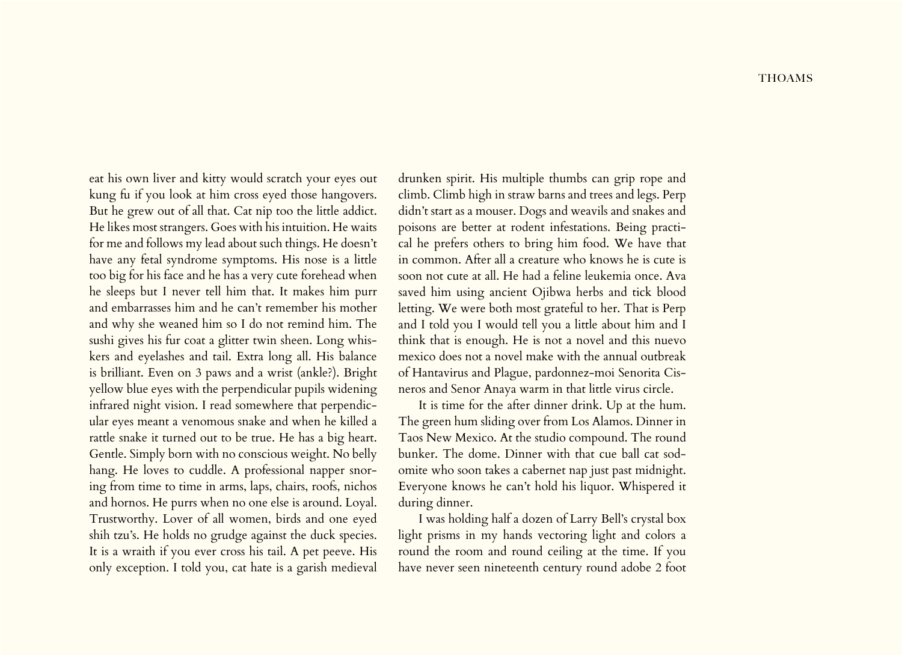eat his own liver and kitty would scratch your eyes out kung fu if you look at him cross eyed those hangovers. But he grew out of all that. Cat nip too the little addict. He likes most strangers. Goes with his intuition. He waits for me and follows my lead about such things. He doesn't have any fetal syndrome symptoms. His nose is a little too big for his face and he has a very cute forehead when he sleeps but I never tell him that. It makes him purr and embarrasses him and he can't remember his mother and why she weaned him so I do not remind him. The sushi gives his fur coat a glitter twin sheen. Long whiskers and eyelashes and tail. Extra long all. His balance is brilliant. Even on 3 paws and a wrist (ankle?). Bright yellow blue eyes with the perpendicular pupils widening infrared night vision. I read somewhere that perpendicular eyes meant a venomous snake and when he killed a rattle snake it turned out to be true. He has a big heart. Gentle. Simply born with no conscious weight. No belly hang. He loves to cuddle. A professional napper snoring from time to time in arms, laps, chairs, roofs, nichos and hornos. He purrs when no one else is around. Loyal. Trustworthy. Lover of all women, birds and one eyed shih tzu's. He holds no grudge against the duck species. It is a wraith if you ever cross his tail. A pet peeve. His only exception. I told you, cat hate is a garish medieval drunken spirit. His multiple thumbs can grip rope and climb. Climb high in straw barns and trees and legs. Perp didn't start as a mouser. Dogs and weavils and snakes and poisons are better at rodent infestations. Being practical he prefers others to bring him food. We have that in common. After all a creature who knows he is cute is soon not cute at all. He had a feline leukemia once. Ava saved him using ancient Ojibwa herbs and tick blood letting. We were both most grateful to her. That is Perp and I told you I would tell you a little about him and I think that is enough. He is not a novel and this nuevo mexico does not a novel make with the annual outbreak of Hantavirus and Plague, pardonnez-moi Senorita Cisneros and Senor Anaya warm in that little virus circle.

It is time for the after dinner drink. Up at the hum. The green hum sliding over from Los Alamos. Dinner in Taos New Mexico. At the studio compound. The round bunker. The dome. Dinner with that cue ball cat sodomite who soon takes a cabernet nap just past midnight. Everyone knows he can't hold his liquor. Whispered it during dinner.

I was holding half a dozen of Larry Bell's crystal box light prisms in my hands vectoring light and colors a round the room and round ceiling at the time. If you have never seen nineteenth century round adobe 2 foot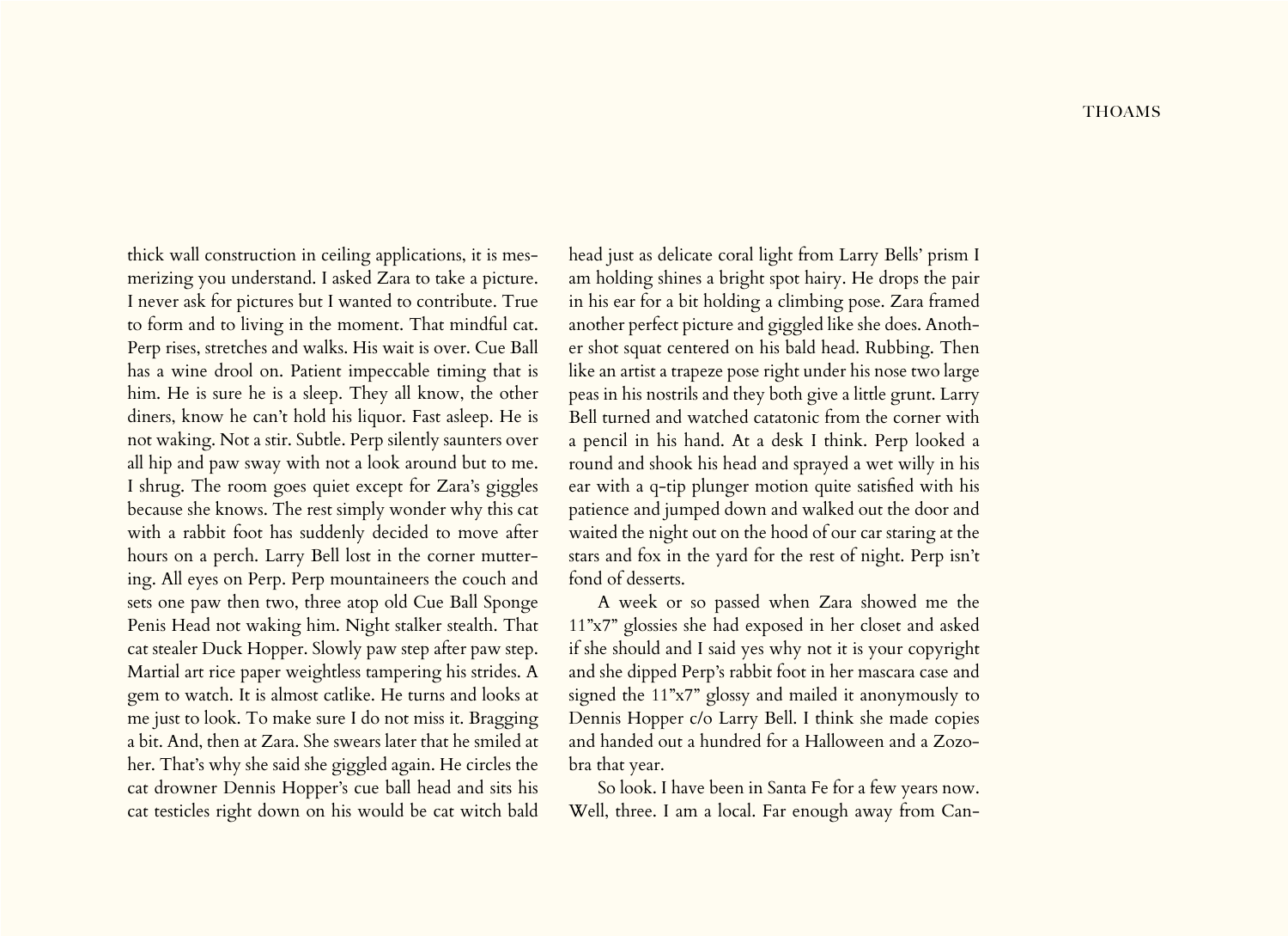thick wall construction in ceiling applications, it is mesmerizing you understand. I asked Zara to take a picture. I never ask for pictures but I wanted to contribute. True to form and to living in the moment. That mindful cat. Perp rises, stretches and walks. His wait is over. Cue Ball has a wine drool on. Patient impeccable timing that is him. He is sure he is a sleep. They all know, the other diners, know he can't hold his liquor. Fast asleep. He is not waking. Not a stir. Subtle. Perp silently saunters over all hip and paw sway with not a look around but to me. I shrug. The room goes quiet except for Zara's giggles because she knows. The rest simply wonder why this cat with a rabbit foot has suddenly decided to move after hours on a perch. Larry Bell lost in the corner muttering. All eyes on Perp. Perp mountaineers the couch and sets one paw then two, three atop old Cue Ball Sponge Penis Head not waking him. Night stalker stealth. That cat stealer Duck Hopper. Slowly paw step after paw step. Martial art rice paper weightless tampering his strides. A gem to watch. It is almost catlike. He turns and looks at me just to look. To make sure I do not miss it. Bragging a bit. And, then at Zara. She swears later that he smiled at her. That's why she said she giggled again. He circles the cat drowner Dennis Hopper's cue ball head and sits his cat testicles right down on his would be cat witch bald head just as delicate coral light from Larry Bells' prism I am holding shines a bright spot hairy. He drops the pair in his ear for a bit holding a climbing pose. Zara framed another perfect picture and giggled like she does. Another shot squat centered on his bald head. Rubbing. Then like an artist a trapeze pose right under his nose two large peas in his nostrils and they both give a little grunt. Larry Bell turned and watched catatonic from the corner with a pencil in his hand. At a desk I think. Perp looked a round and shook his head and sprayed a wet willy in his ear with a q-tip plunger motion quite satisfied with his patience and jumped down and walked out the door and waited the night out on the hood of our car staring at the stars and fox in the yard for the rest of night. Perp isn't fond of desserts.

A week or so passed when Zara showed me the 11"x7" glossies she had exposed in her closet and asked if she should and I said yes why not it is your copyright and she dipped Perp's rabbit foot in her mascara case and signed the 11"x7" glossy and mailed it anonymously to Dennis Hopper c/o Larry Bell. I think she made copies and handed out a hundred for a Halloween and a Zozobra that year.

So look. I have been in Santa Fe for a few years now. Well, three. I am a local. Far enough away from Can-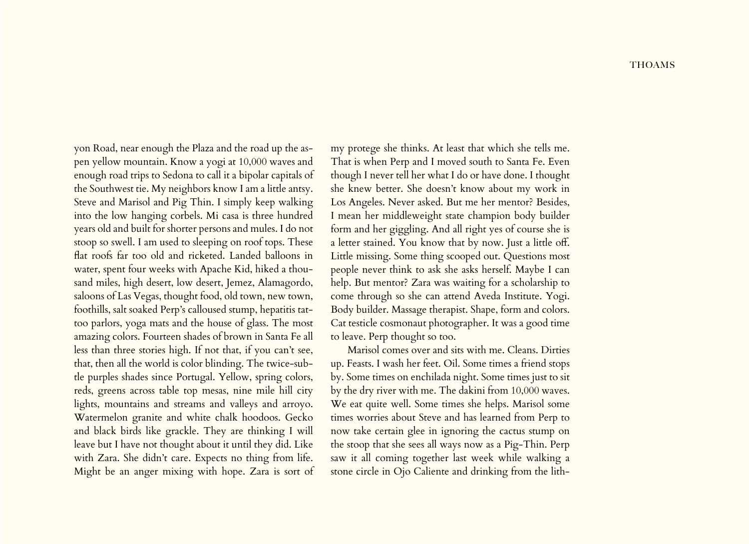yon Road, near enough the Plaza and the road up the aspen yellow mountain. Know a yogi at 10,000 waves and enough road trips to Sedona to call it a bipolar capitals of the Southwest tie. My neighbors know I am a little antsy. Steve and Marisol and Pig Thin. I simply keep walking into the low hanging corbels. Mi casa is three hundred years old and built for shorter persons and mules. I do not stoop so swell. I am used to sleeping on roof tops. These flat roofs far too old and ricketed. Landed balloons in water, spent four weeks with Apache Kid, hiked a thousand miles, high desert, low desert, Jemez, Alamagordo, saloons of Las Vegas, thought food, old town, new town, foothills, salt soaked Perp's calloused stump, hepatitis tattoo parlors, yoga mats and the house of glass. The most amazing colors. Fourteen shades of brown in Santa Fe all less than three stories high. If not that, if you can't see, that, then all the world is color blinding. The twice-subtle purples shades since Portugal. Yellow, spring colors, reds, greens across table top mesas, nine mile hill city lights, mountains and streams and valleys and arroyo. Watermelon granite and white chalk hoodoos. Gecko and black birds like grackle. They are thinking I will leave but I have not thought about it until they did. Like with Zara. She didn't care. Expects no thing from life. Might be an anger mixing with hope. Zara is sort of my protege she thinks. At least that which she tells me. That is when Perp and I moved south to Santa Fe. Even though I never tell her what I do or have done. I thought she knew better. She doesn't know about my work in Los Angeles. Never asked. But me her mentor? Besides, I mean her middleweight state champion body builder form and her giggling. And all right yes of course she is a letter stained. You know that by now. Just a little off. Little missing. Some thing scooped out. Questions most people never think to ask she asks herself. Maybe I can help. But mentor? Zara was waiting for a scholarship to come through so she can attend Aveda Institute. Yogi. Body builder. Massage therapist. Shape, form and colors. Cat testicle cosmonaut photographer. It was a good time to leave. Perp thought so too.

Marisol comes over and sits with me. Cleans. Dirties up. Feasts. I wash her feet. Oil. Some times a friend stops by. Some times on enchilada night. Some times just to sit by the dry river with me. The dakini from 10,000 waves. We eat quite well. Some times she helps. Marisol some times worries about Steve and has learned from Perp to now take certain glee in ignoring the cactus stump on the stoop that she sees all ways now as a Pig-Thin. Perp saw it all coming together last week while walking a stone circle in Ojo Caliente and drinking from the lith-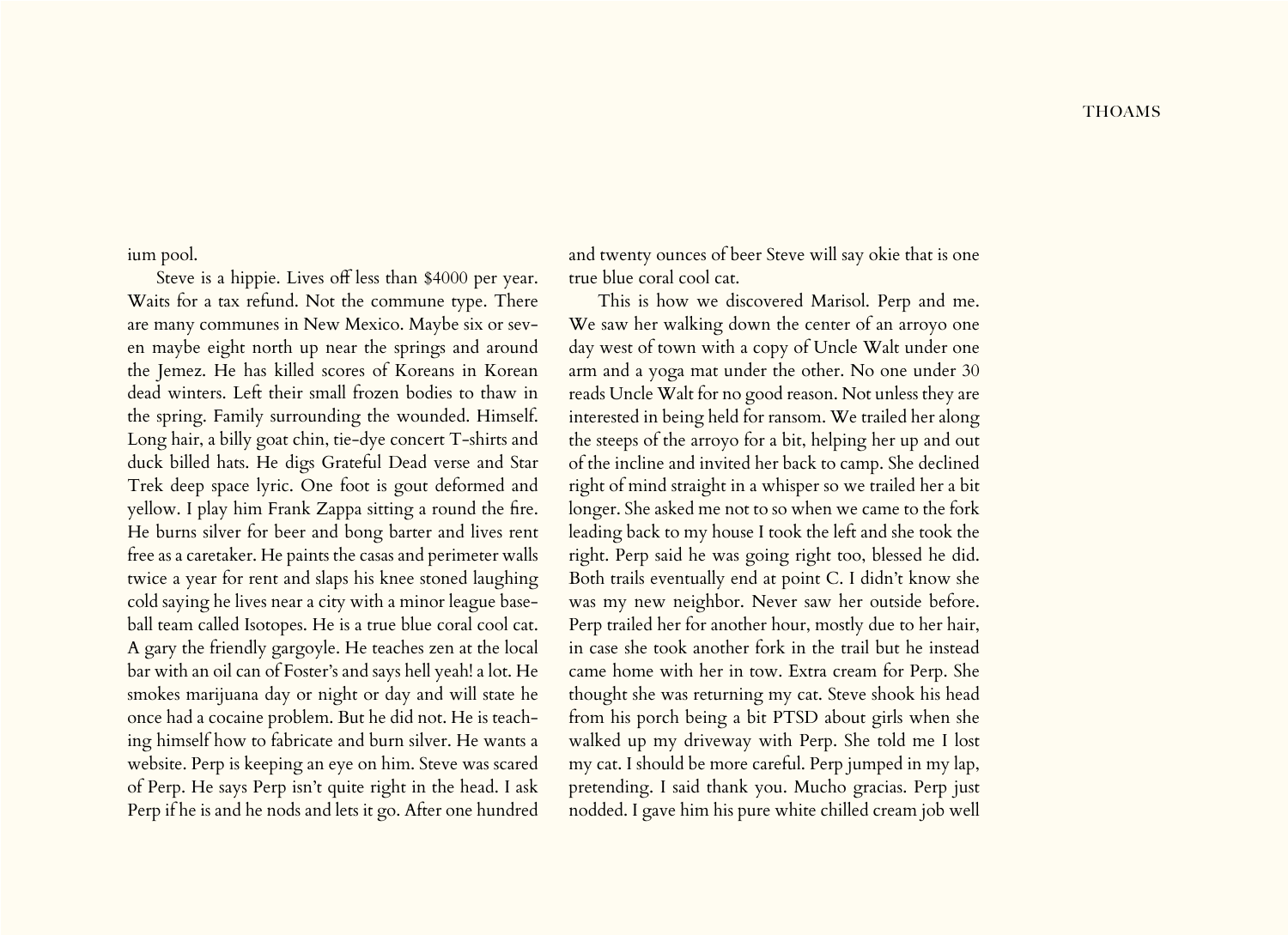ium pool.

Steve is a hippie. Lives off less than $4000 per year. Waits for a tax refund. Not the commune type. There are many communes in New Mexico. Maybe six or seven maybe eight north up near the springs and around the Jemez. He has killed scores of Koreans in Korean dead winters. Left their small frozen bodies to thaw in the spring. Family surrounding the wounded. Himself. Long hair, a billy goat chin, tie-dye concert T-shirts and duck billed hats. He digs Grateful Dead verse and Star Trek deep space lyric. One foot is gout deformed and yellow. I play him Frank Zappa sitting a round the fire. He burns silver for beer and bong barter and lives rent free as a caretaker. He paints the casas and perimeter walls twice a year for rent and slaps his knee stoned laughing cold saying he lives near a city with a minor league baseball team called Isotopes. He is a true blue coral cool cat. A gary the friendly gargoyle. He teaches zen at the local bar with an oil can of Foster's and says hell yeah! a lot. He smokes marijuana day or night or day and will state he once had a cocaine problem. But he did not. He is teaching himself how to fabricate and burn silver. He wants a website. Perp is keeping an eye on him. Steve was scared of Perp. He says Perp isn't quite right in the head. I ask Perp if he is and he nods and lets it go. After one hundred and twenty ounces of beer Steve will say okie that is one true blue coral cool cat.

This is how we discovered Marisol. Perp and me. We saw her walking down the center of an arroyo one day west of town with a copy of Uncle Walt under one arm and a yoga mat under the other. No one under 30 reads Uncle Walt for no good reason. Not unless they are interested in being held for ransom. We trailed her along the steeps of the arroyo for a bit, helping her up and out of the incline and invited her back to camp. She declined right of mind straight in a whisper so we trailed her a bit longer. She asked me not to so when we came to the fork leading back to my house I took the left and she took the right. Perp said he was going right too, blessed he did. Both trails eventually end at point C. I didn't know she was my new neighbor. Never saw her outside before. Perp trailed her for another hour, mostly due to her hair, in case she took another fork in the trail but he instead came home with her in tow. Extra cream for Perp. She thought she was returning my cat. Steve shook his head from his porch being a bit PTSD about girls when she walked up my driveway with Perp. She told me I lost my cat. I should be more careful. Perp jumped in my lap, pretending. I said thank you. Mucho gracias. Perp just nodded. I gave him his pure white chilled cream job well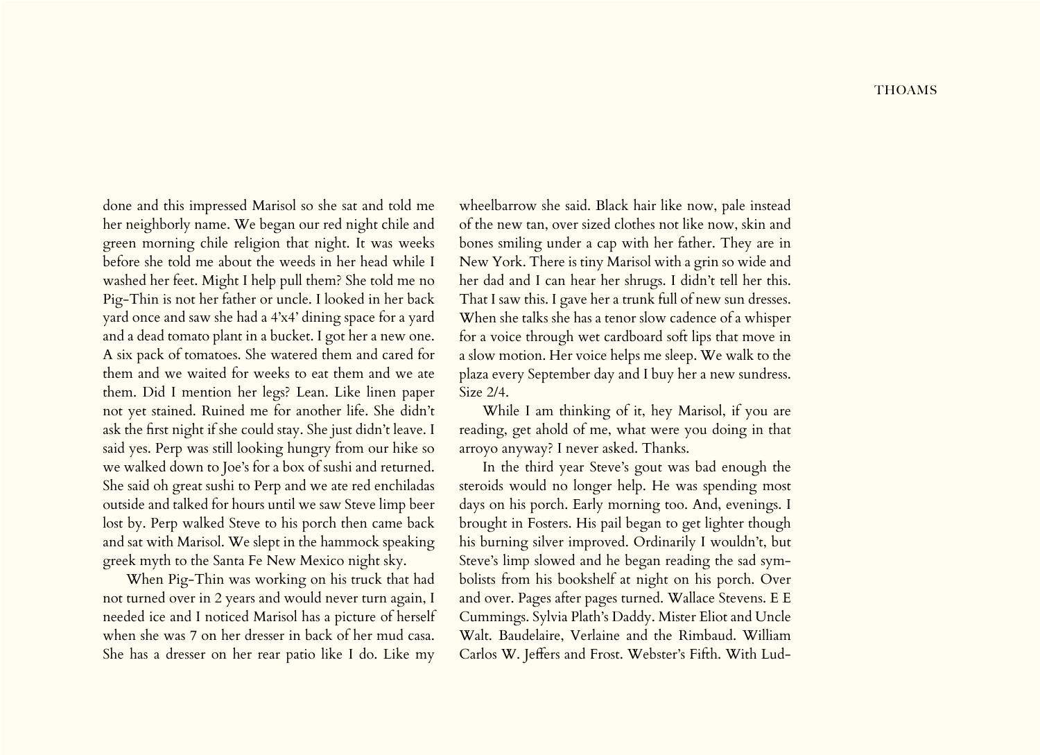done and this impressed Marisol so she sat and told me her neighborly name. We began our red night chile and green morning chile religion that night. It was weeks before she told me about the weeds in her head while I washed her feet. Might I help pull them? She told me no Pig-Thin is not her father or uncle. I looked in her back yard once and saw she had a 4'x4' dining space for a yard and a dead tomato plant in a bucket. I got her a new one. A six pack of tomatoes. She watered them and cared for them and we waited for weeks to eat them and we ate them. Did I mention her legs? Lean. Like linen paper not yet stained. Ruined me for another life. She didn't ask the first night if she could stay. She just didn't leave. I said yes. Perp was still looking hungry from our hike so we walked down to Joe's for a box of sushi and returned. She said oh great sushi to Perp and we ate red enchiladas outside and talked for hours until we saw Steve limp beer lost by. Perp walked Steve to his porch then came back and sat with Marisol. We slept in the hammock speaking greek myth to the Santa Fe New Mexico night sky.

When Pig-Thin was working on his truck that had not turned over in 2 years and would never turn again, I needed ice and I noticed Marisol has a picture of herself when she was 7 on her dresser in back of her mud casa. She has a dresser on her rear patio like I do. Like my wheelbarrow she said. Black hair like now, pale instead of the new tan, over sized clothes not like now, skin and bones smiling under a cap with her father. They are in New York. There is tiny Marisol with a grin so wide and her dad and I can hear her shrugs. I didn't tell her this. That I saw this. I gave her a trunk full of new sun dresses. When she talks she has a tenor slow cadence of a whisper for a voice through wet cardboard soft lips that move in a slow motion. Her voice helps me sleep. We walk to the plaza every September day and I buy her a new sundress. Size 2/4.

While I am thinking of it, hey Marisol, if you are reading, get ahold of me, what were you doing in that arroyo anyway? I never asked. Thanks.

In the third year Steve's gout was bad enough the steroids would no longer help. He was spending most days on his porch. Early morning too. And, evenings. I brought in Fosters. His pail began to get lighter though his burning silver improved. Ordinarily I wouldn't, but Steve's limp slowed and he began reading the sad symbolists from his bookshelf at night on his porch. Over and over. Pages after pages turned. Wallace Stevens. E E Cummings. Sylvia Plath's Daddy. Mister Eliot and Uncle Walt. Baudelaire, Verlaine and the Rimbaud. William Carlos W. Jeffers and Frost. Webster's Fifth. With Lud-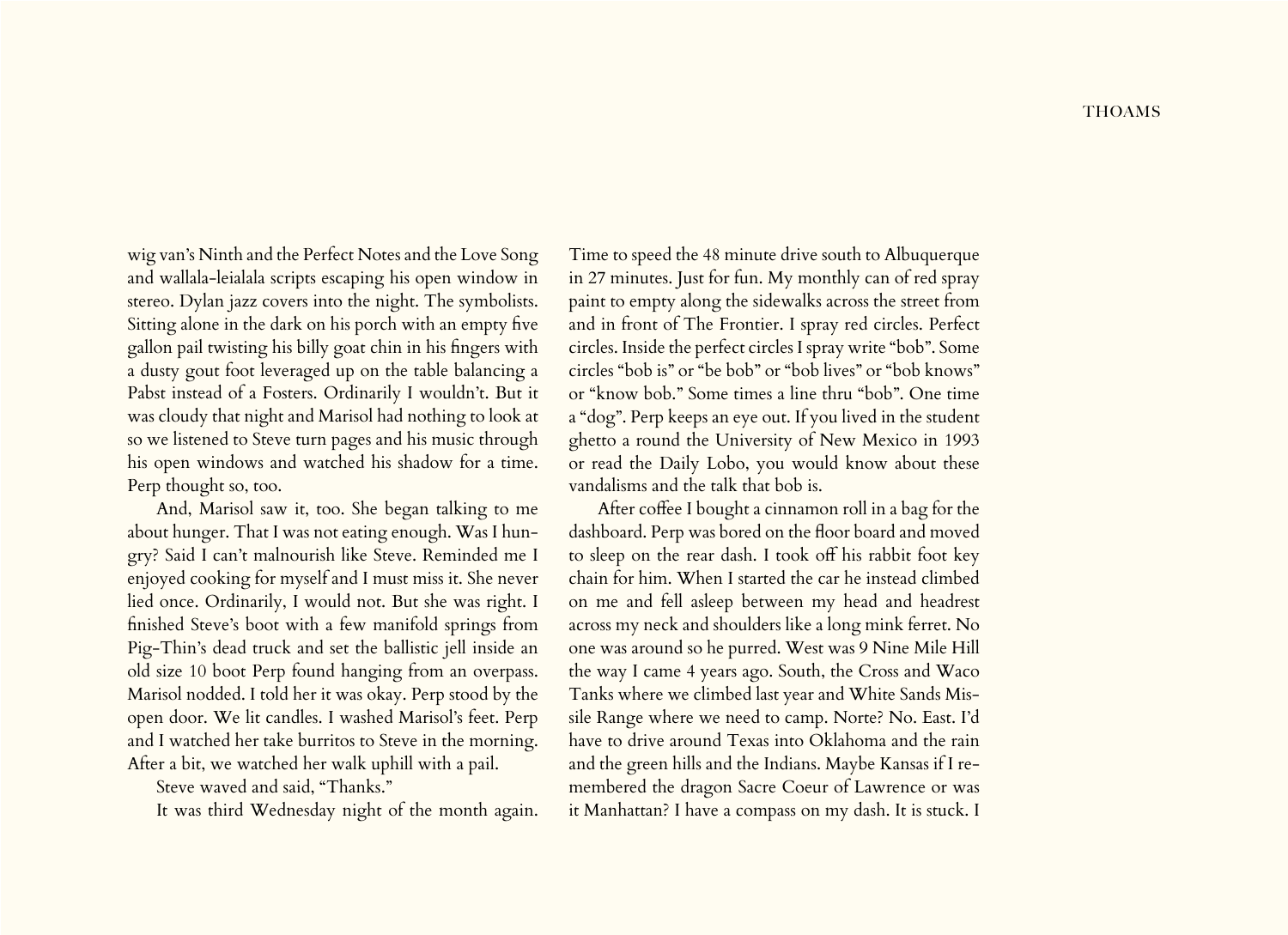wig van's Ninth and the Perfect Notes and the Love Song and wallala-leialala scripts escaping his open window in stereo. Dylan jazz covers into the night. The symbolists. Sitting alone in the dark on his porch with an empty five gallon pail twisting his billy goat chin in his fingers with a dusty gout foot leveraged up on the table balancing a Pabst instead of a Fosters. Ordinarily I wouldn't. But it was cloudy that night and Marisol had nothing to look at so we listened to Steve turn pages and his music through his open windows and watched his shadow for a time. Perp thought so, too.

And, Marisol saw it, too. She began talking to me about hunger. That I was not eating enough. Was I hungry? Said I can't malnourish like Steve. Reminded me I enjoyed cooking for myself and I must miss it. She never lied once. Ordinarily, I would not. But she was right. I finished Steve's boot with a few manifold springs from Pig-Thin's dead truck and set the ballistic jell inside an old size 10 boot Perp found hanging from an overpass. Marisol nodded. I told her it was okay. Perp stood by the open door. We lit candles. I washed Marisol's feet. Perp and I watched her take burritos to Steve in the morning. After a bit, we watched her walk uphill with a pail.

Steve waved and said, "Thanks."

It was third Wednesday night of the month again. Time to speed the 48 minute drive south to Albuquerque in 27 minutes. Just for fun. My monthly can of red spray paint to empty along the sidewalks across the street from and in front of The Frontier. I spray red circles. Perfect circles. Inside the perfect circles I spray write "bob". Some circles "bob is" or "be bob" or "bob lives" or "bob knows" or "know bob." Some times a line thru "bob". One time a "dog". Perp keeps an eye out. If you lived in the student ghetto a round the University of New Mexico in 1993 or read the Daily Lobo, you would know about these vandalisms and the talk that bob is.

After coffee I bought a cinnamon roll in a bag for the dashboard. Perp was bored on the floor board and moved to sleep on the rear dash. I took off his rabbit foot key chain for him. When I started the car he instead climbed on me and fell asleep between my head and headrest across my neck and shoulders like a long mink ferret. No one was around so he purred. West was 9 Nine Mile Hill the way I came 4 years ago. South, the Cross and Waco Tanks where we climbed last year and White Sands Missile Range where we need to camp. Norte? No. East. I'd have to drive around Texas into Oklahoma and the rain and the green hills and the Indians. Maybe Kansas if I remembered the dragon Sacre Coeur of Lawrence or was it Manhattan? I have a compass on my dash. It is stuck. I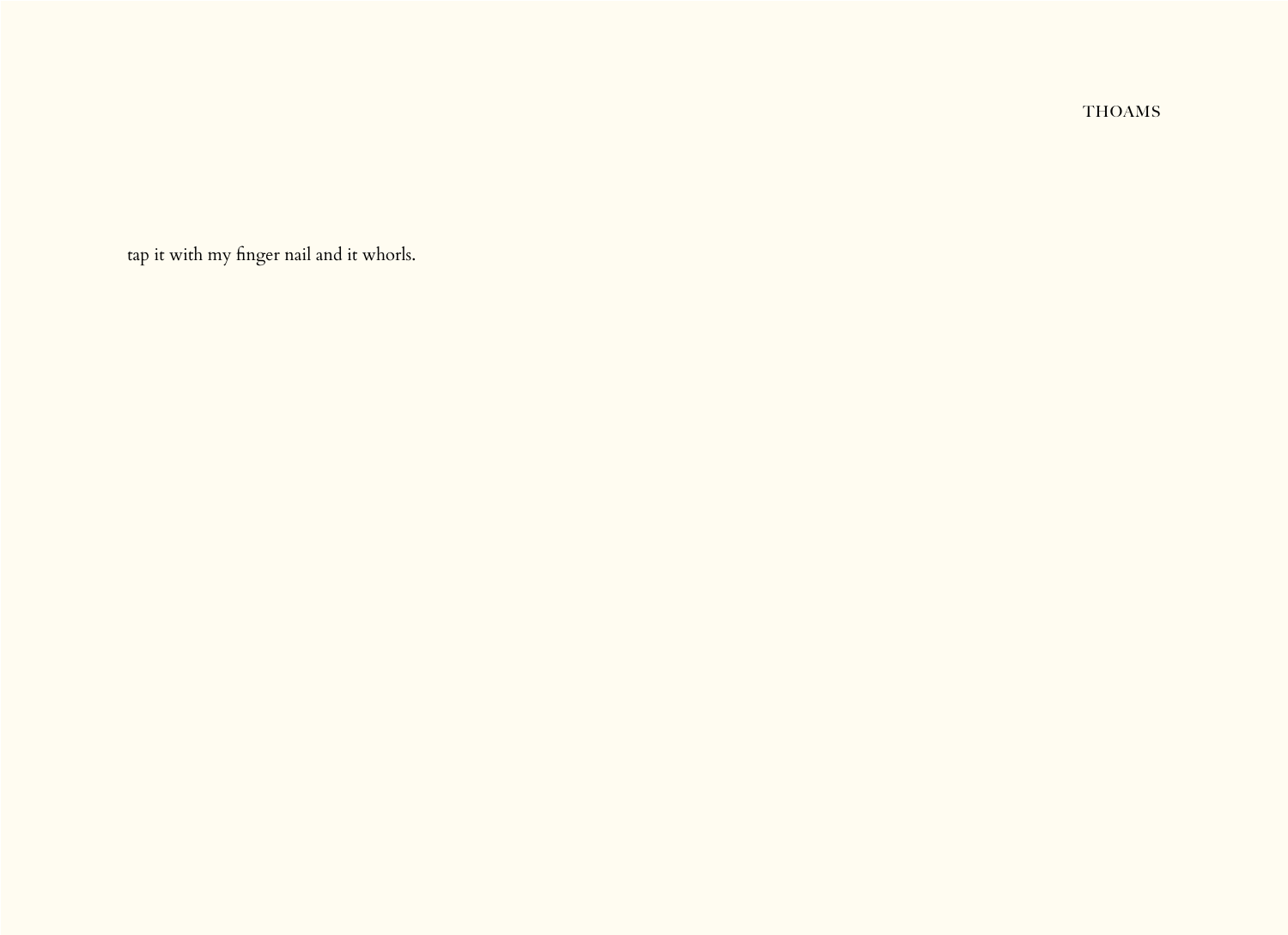tap it with my finger nail and it whorls.